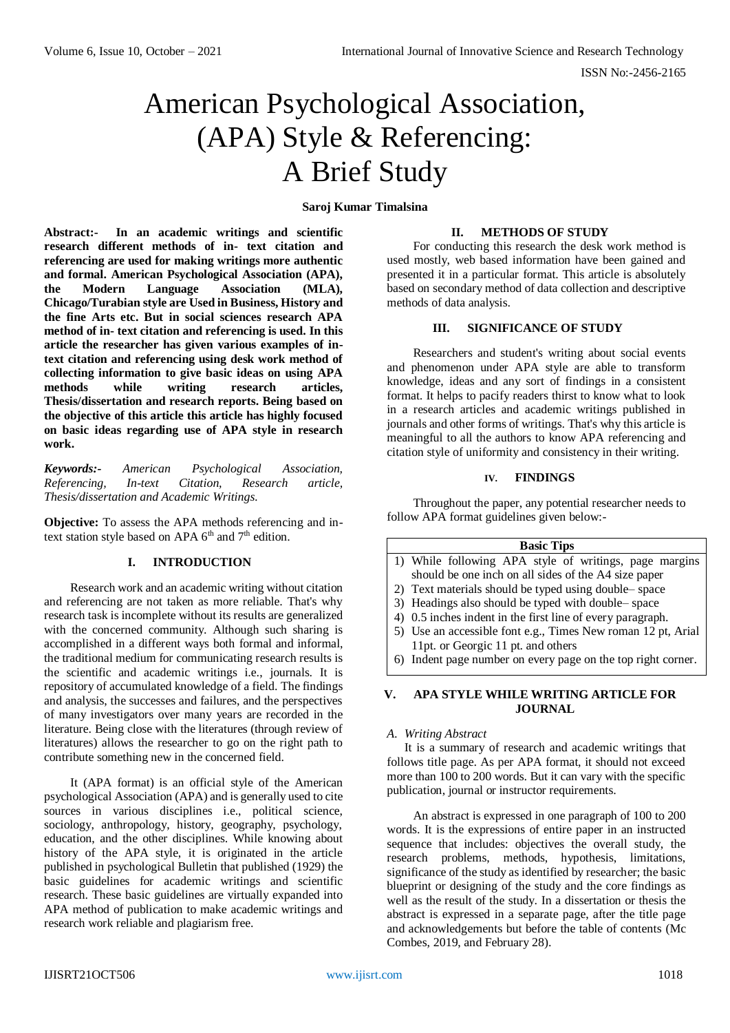# American Psychological Association, (APA) Style & Referencing: A Brief Study

**Saroj Kumar Timalsina**

**Abstract:- In an academic writings and scientific research different methods of in- text citation and referencing are used for making writings more authentic and formal. American Psychological Association (APA), the Modern Language Association (MLA), Chicago/Turabian style are Used in Business, History and the fine Arts etc. But in social sciences research APA method of in- text citation and referencing is used. In this article the researcher has given various examples of in-text citation and referencing using desk work method of collecting information to give basic ideas on using APA methods while writing research articles, Thesis/dissertation and research reports. Being based on the objective of this article this article has highly focused on basic ideas regarding use of APA style in research work.**

***Keywords:-*** *American Psychological Association, Referencing, In-text Citation, Research article, Thesis/dissertation and Academic Writings.*

**Objective:** To assess the APA methods referencing and in-text station style based on APA 6th and 7th edition.

## I. INTRODUCTION

Research work and an academic writing without citation and referencing are not taken as more reliable. That's why research task is incomplete without its results are generalized with the concerned community. Although such sharing is accomplished in a different ways both formal and informal, the traditional medium for communicating research results is the scientific and academic writings i.e., journals. It is repository of accumulated knowledge of a field. The findings and analysis, the successes and failures, and the perspectives of many investigators over many years are recorded in the literature. Being close with the literatures (through review of literatures) allows the researcher to go on the right path to contribute something new in the concerned field.

It (APA format) is an official style of the American psychological Association (APA) and is generally used to cite sources in various disciplines i.e., political science, sociology, anthropology, history, geography, psychology, education, and the other disciplines. While knowing about history of the APA style, it is originated in the article published in psychological Bulletin that published (1929) the basic guidelines for academic writings and scientific research. These basic guidelines are virtually expanded into APA method of publication to make academic writings and research work reliable and plagiarism free.

## II. METHODS OF STUDY

For conducting this research the desk work method is used mostly, web based information have been gained and presented it in a particular format. This article is absolutely based on secondary method of data collection and descriptive methods of data analysis.

## III. SIGNIFICANCE OF STUDY

Researchers and student's writing about social events and phenomenon under APA style are able to transform knowledge, ideas and any sort of findings in a consistent format. It helps to pacify readers thirst to know what to look in a research articles and academic writings published in journals and other forms of writings. That's why this article is meaningful to all the authors to know APA referencing and citation style of uniformity and consistency in their writing.

## IV. FINDINGS

Throughout the paper, any potential researcher needs to follow APA format guidelines given below:-

| Basic Tips |
|---|
| 1) While following APA style of writings, page margins should be one inch on all sides of the A4 size paper |
| 2) Text materials should be typed using double– space |
| 3) Headings also should be typed with double– space |
| 4) 0.5 inches indent in the first line of every paragraph. |
| 5) Use an accessible font e.g., Times New roman 12 pt, Arial 11pt. or Georgic 11 pt. and others |
| 6) Indent page number on every page on the top right corner. |

## V. APA STYLE WHILE WRITING ARTICLE FOR JOURNAL

### *A. Writing Abstract*

It is a summary of research and academic writings that follows title page. As per APA format, it should not exceed more than 100 to 200 words. But it can vary with the specific publication, journal or instructor requirements.

An abstract is expressed in one paragraph of 100 to 200 words. It is the expressions of entire paper in an instructed sequence that includes: objectives the overall study, the research problems, methods, hypothesis, limitations, significance of the study as identified by researcher; the basic blueprint or designing of the study and the core findings as well as the result of the study. In a dissertation or thesis the abstract is expressed in a separate page, after the title page and acknowledgements but before the table of contents (Mc Combes, 2019, and February 28).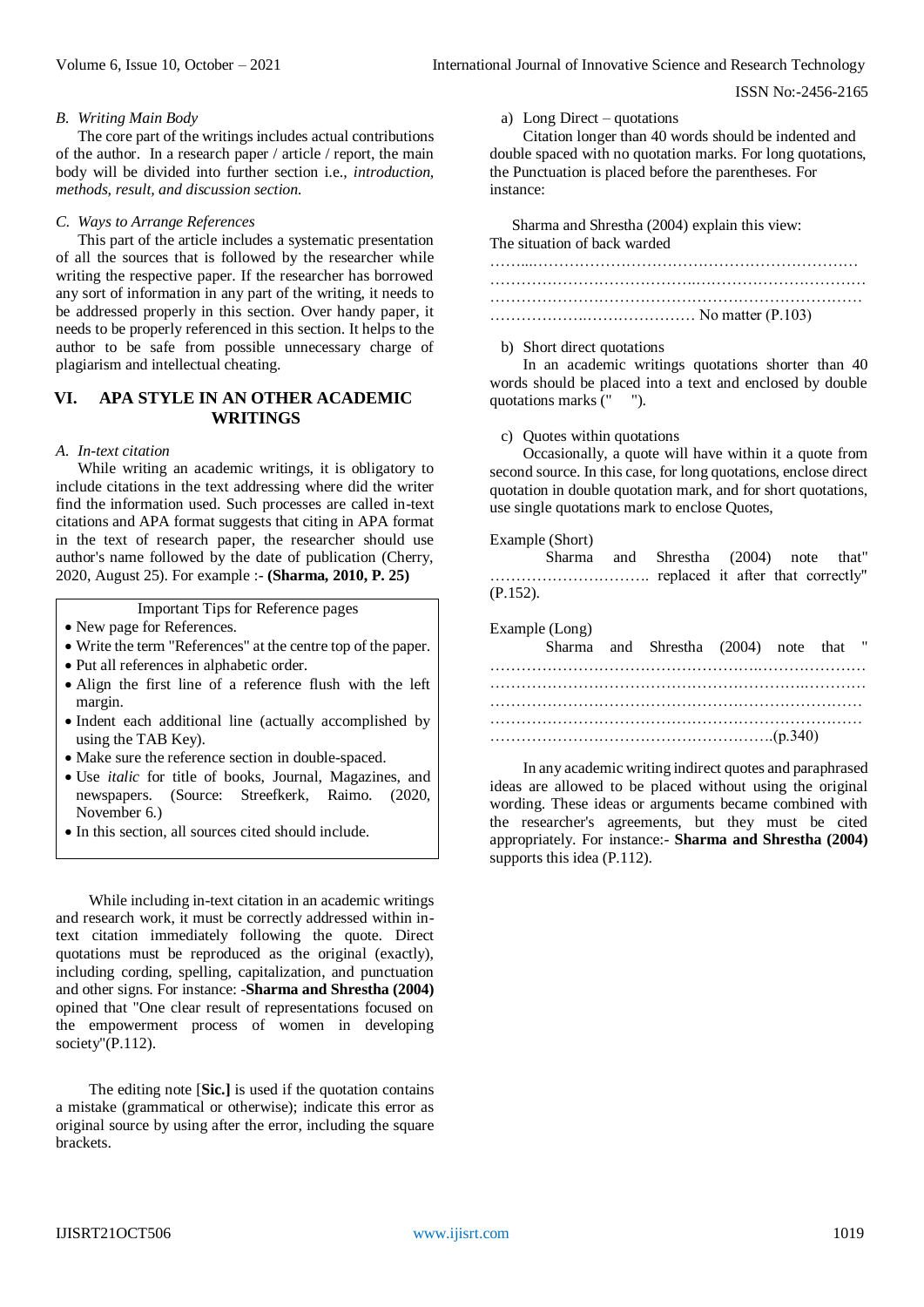### B. *Writing Main Body*

The core part of the writings includes actual contributions of the author. In a research paper / article / report, the main body will be divided into further section i.e., *introduction, methods, result, and discussion section.*

### C. *Ways to Arrange References*

This part of the article includes a systematic presentation of all the sources that is followed by the researcher while writing the respective paper. If the researcher has borrowed any sort of information in any part of the writing, it needs to be addressed properly in this section. Over handy paper, it needs to be properly referenced in this section. It helps to the author to be safe from possible unnecessary charge of plagiarism and intellectual cheating.

## VI. APA STYLE IN AN OTHER ACADEMIC WRITINGS

### A. *In-text citation*

While writing an academic writings, it is obligatory to include citations in the text addressing where did the writer find the information used. Such processes are called in-text citations and APA format suggests that citing in APA format in the text of research paper, the researcher should use author's name followed by the date of publication (Cherry, 2020, August 25). For example :- **(Sharma, 2010, P. 25)**

| Important Tips for Reference pages |
|---|
| • New page for References.<br>• Write the term "References" at the centre top of the paper.<br>• Put all references in alphabetic order.<br>• Align the first line of a reference flush with the left margin.<br>• Indent each additional line (actually accomplished by using the TAB Key).<br>• Make sure the reference section in double-spaced.<br>• Use *italic* for title of books, Journal, Magazines, and newspapers. (Source: Streefkerk, Raimo. (2020, November 6.)<br>• In this section, all sources cited should include. |

While including in-text citation in an academic writings and research work, it must be correctly addressed within in-text citation immediately following the quote. Direct quotations must be reproduced as the original (exactly), including cording, spelling, capitalization, and punctuation and other signs. For instance: -**Sharma and Shrestha (2004)** opined that "One clear result of representations focused on the empowerment process of women in developing society"(P.112).

The editing note [**Sic.]** is used if the quotation contains a mistake (grammatical or otherwise); indicate this error as original source by using after the error, including the square brackets.

a) Long Direct – quotations

Citation longer than 40 words should be indented and double spaced with no quotation marks. For long quotations, the Punctuation is placed before the parentheses. For instance:

Sharma and Shrestha (2004) explain this view:
The situation of back warded
……...………………………………………………………
…………………………………..……………………………
………………………………………………………………
…………………..………………… No matter (P.103)

b) Short direct quotations

In an academic writings quotations shorter than 40 words should be placed into a text and enclosed by double quotations marks (" ").

c) Quotes within quotations

Occasionally, a quote will have within it a quote from second source. In this case, for long quotations, enclose direct quotation in double quotation mark, and for short quotations, use single quotations mark to enclose Quotes,

Example (Short)

Sharma and Shrestha (2004) note that" ………………………….. replaced it after that correctly" (P.152).

Example (Long)

Sharma and Shrestha (2004) note that "
………………………………………………..……………
……………………………………………………..………
………………………………………………………………
………………………………………………………………
……………………………………………….(p.340)

In any academic writing indirect quotes and paraphrased ideas are allowed to be placed without using the original wording. These ideas or arguments became combined with the researcher's agreements, but they must be cited appropriately. For instance:- **Sharma and Shrestha (2004)** supports this idea (P.112).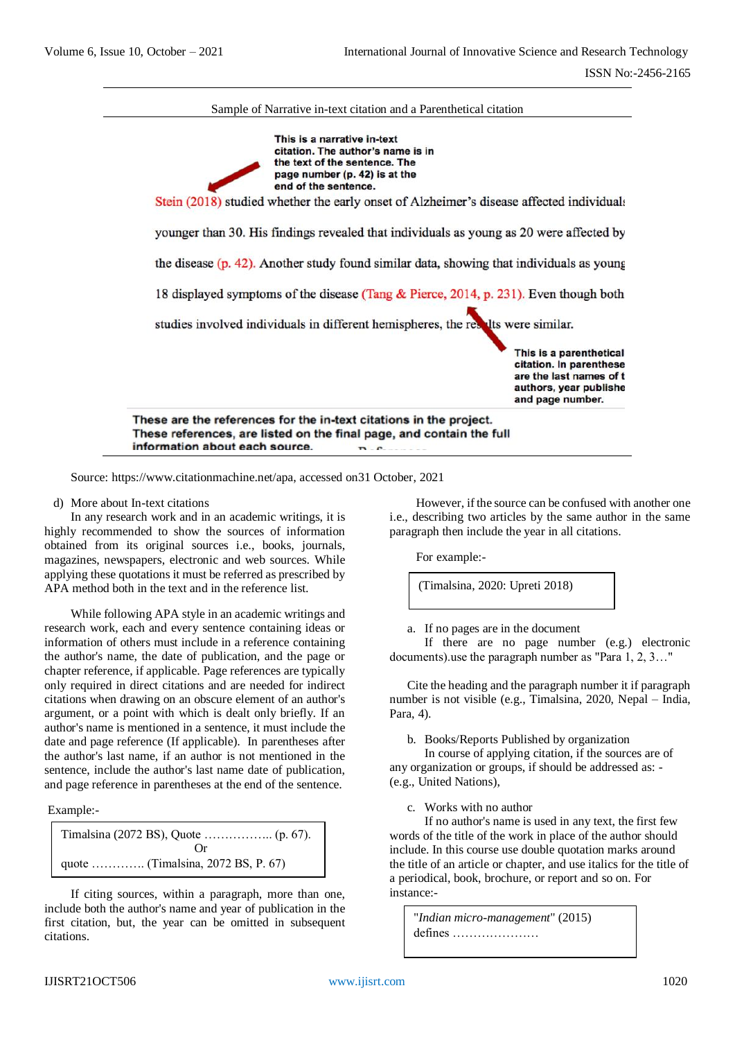Sample of Narrative in-text citation and a Parenthetical citation

This is a narrative in-text citation. The author's name is in the text of the sentence. The page number (p. 42) is at the end of the sentence.

Stein (2018) studied whether the early onset of Alzheimer's disease affected individuals younger than 30. His findings revealed that individuals as young as 20 were affected by the disease (p. 42). Another study found similar data, showing that individuals as young 18 displayed symptoms of the disease (Tang & Pierce, 2014, p. 231). Even though both studies involved individuals in different hemispheres, the results were similar.

This is a parenthetical citation. In parenthese are the last names of t authors, year publishe and page number.

These are the references for the in-text citations in the project. These references, are listed on the final page, and contain the full information about each source.

Source: https://www.citationmachine.net/apa, accessed on31 October, 2021

d) More about In-text citations

In any research work and in an academic writings, it is highly recommended to show the sources of information obtained from its original sources i.e., books, journals, magazines, newspapers, electronic and web sources. While applying these quotations it must be referred as prescribed by APA method both in the text and in the reference list.

While following APA style in an academic writings and research work, each and every sentence containing ideas or information of others must include in a reference containing the author's name, the date of publication, and the page or chapter reference, if applicable. Page references are typically only required in direct citations and are needed for indirect citations when drawing on an obscure element of an author's argument, or a point with which is dealt only briefly. If an author's name is mentioned in a sentence, it must include the date and page reference (If applicable). In parentheses after the author's last name, if an author is not mentioned in the sentence, include the author's last name date of publication, and page reference in parentheses at the end of the sentence.

Example:-

> Timalsina (2072 BS), Quote …………….. (p. 67).
> Or
> quote …………. (Timalsina, 2072 BS, P. 67)

If citing sources, within a paragraph, more than one, include both the author's name and year of publication in the first citation, but, the year can be omitted in subsequent citations.

However, if the source can be confused with another one i.e., describing two articles by the same author in the same paragraph then include the year in all citations.

For example:-

> (Timalsina, 2020: Upreti 2018)

a. If no pages are in the document

If there are no page number (e.g.) electronic documents).use the paragraph number as "Para 1, 2, 3…"

Cite the heading and the paragraph number it if paragraph number is not visible (e.g., Timalsina, 2020, Nepal – India, Para, 4).

b. Books/Reports Published by organization

In course of applying citation, if the sources are of any organization or groups, if should be addressed as: - (e.g., United Nations),

c. Works with no author

If no author's name is used in any text, the first few words of the title of the work in place of the author should include. In this course use double quotation marks around the title of an article or chapter, and use italics for the title of a periodical, book, brochure, or report and so on. For instance:-

> "*Indian micro-management*" (2015) defines …………………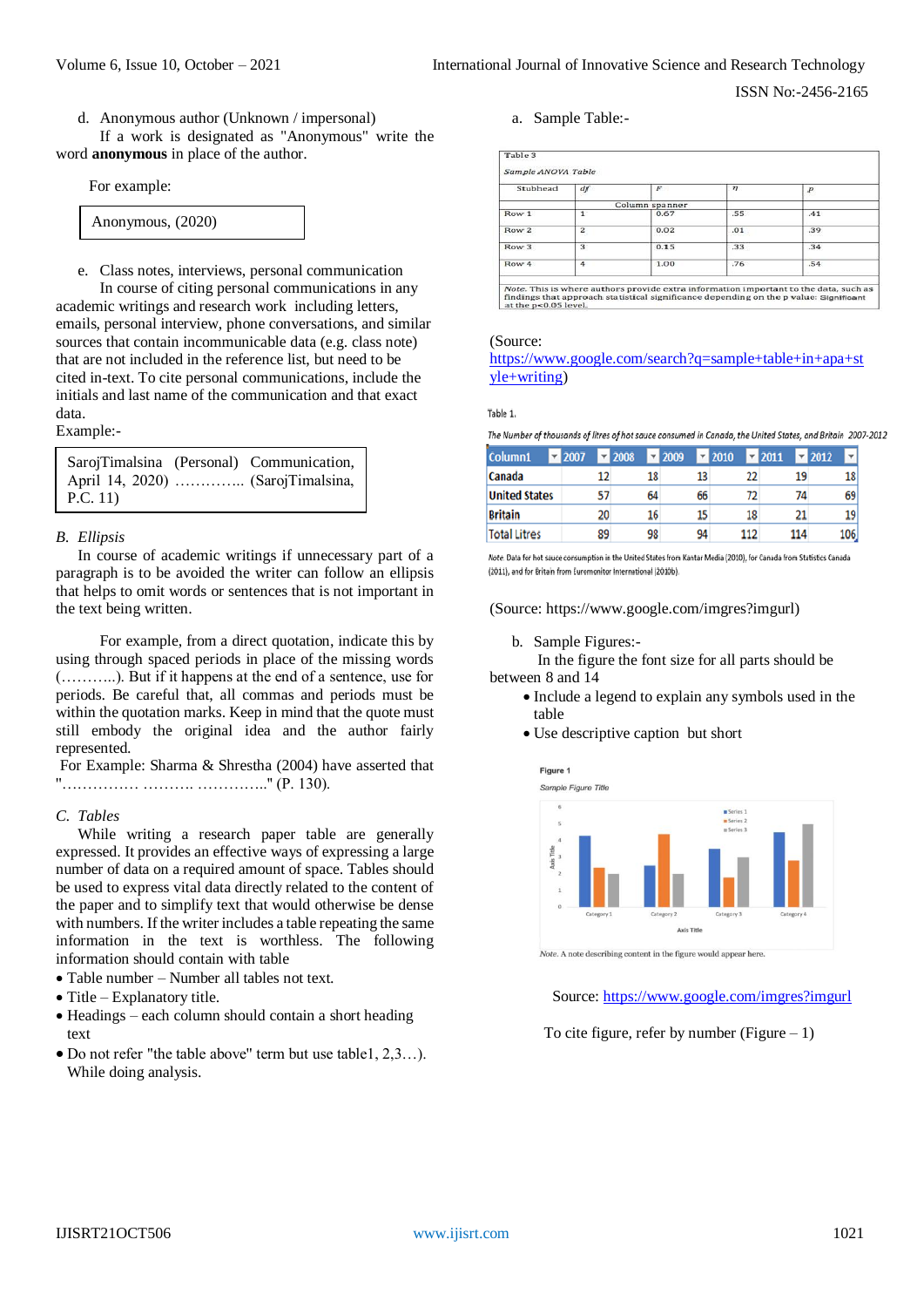d. Anonymous author (Unknown / impersonal)

If a work is designated as "Anonymous" write the word **anonymous** in place of the author.

For example:

Anonymous, (2020)

e. Class notes, interviews, personal communication

In course of citing personal communications in any academic writings and research work including letters, emails, personal interview, phone conversations, and similar sources that contain incommunicable data (e.g. class note) that are not included in the reference list, but need to be cited in-text. To cite personal communications, include the initials and last name of the communication and that exact data.

Example:-

SarojTimalsina (Personal) Communication, April 14, 2020) ………….. (SarojTimalsina, P.C. 11)

### *B. Ellipsis*

In course of academic writings if unnecessary part of a paragraph is to be avoided the writer can follow an ellipsis that helps to omit words or sentences that is not important in the text being written.

For example, from a direct quotation, indicate this by using through spaced periods in place of the missing words (………..). But if it happens at the end of a sentence, use for periods. Be careful that, all commas and periods must be within the quotation marks. Keep in mind that the quote must still embody the original idea and the author fairly represented.

For Example: Sharma & Shrestha (2004) have asserted that "…………… ………. ………….." (P. 130).

### *C. Tables*

While writing a research paper table are generally expressed. It provides an effective ways of expressing a large number of data on a required amount of space. Tables should be used to express vital data directly related to the content of the paper and to simplify text that would otherwise be dense with numbers. If the writer includes a table repeating the same information in the text is worthless. The following information should contain with table

- Table number – Number all tables not text.
- Title – Explanatory title.
- Headings – each column should contain a short heading text
- Do not refer "the table above" term but use table1, 2,3…). While doing analysis.

a. Sample Table:-

Table 3

*Sample ANOVA Table*

| Stubhead | *df* | *F* | *η* | *p* |
|---|---|---|---|---|
| | | Column spanner | | |
| Row 1 | 1 | 0.67 | .55 | .41 |
| Row 2 | 2 | 0.02 | .01 | .39 |
| Row 3 | 3 | 0.15 | .33 | .34 |
| Row 4 | 4 | 1.00 | .76 | .54 |

*Note.* This is where authors provide extra information important to the data, such as findings that approach statistical significance depending on the p value: Significant at the p<0.05 level.

(Source: https://www.google.com/search?q=sample+table+in+apa+style+writing)

Table 1.

*The Number of thousands of litres of hot sauce consumed in Canada, the United States, and Britain 2007-2012*

| Column1 | 2007 | 2008 | 2009 | 2010 | 2011 | 2012 |
|---|---|---|---|---|---|---|
| Canada | 12 | 18 | 13 | 22 | 19 | 18 |
| United States | 57 | 64 | 66 | 72 | 74 | 69 |
| Britain | 20 | 16 | 15 | 18 | 21 | 19 |
| Total Litres | 89 | 98 | 94 | 112 | 114 | 106 |

*Note.* Data for hot sauce consumption in the United States from Kantar Media (2010), for Canada from Statistics Canada (2011), and for Britain from Euromonitor International (2010b).

(Source: https://www.google.com/imgres?imgurl)

b. Sample Figures:-

In the figure the font size for all parts should be between 8 and 14

- Include a legend to explain any symbols used in the table
- Use descriptive caption but short

**Figure 1**

*Sample Figure Title*

*Note.* A note describing content in the figure would appear here.

Source: https://www.google.com/imgres?imgurl

To cite figure, refer by number (Figure – 1)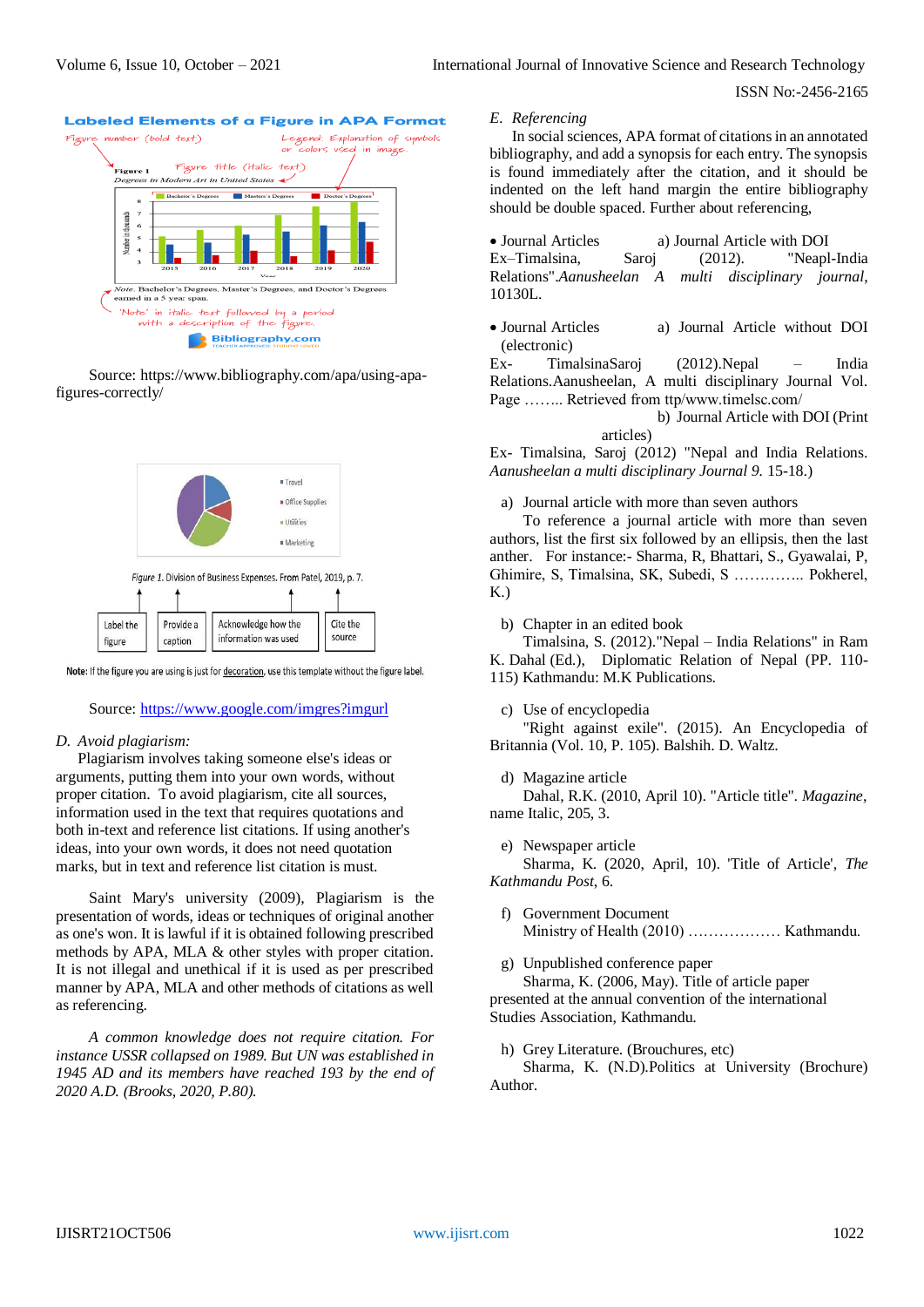Source: https://www.bibliography.com/apa/using-apa-figures-correctly/

Source: https://www.google.com/imgres?imgurl

*D. Avoid plagiarism:*

Plagiarism involves taking someone else's ideas or arguments, putting them into your own words, without proper citation. To avoid plagiarism, cite all sources, information used in the text that requires quotations and both in-text and reference list citations. If using another's ideas, into your own words, it does not need quotation marks, but in text and reference list citation is must.

Saint Mary's university (2009), Plagiarism is the presentation of words, ideas or techniques of original another as one's won. It is lawful if it is obtained following prescribed methods by APA, MLA & other styles with proper citation. It is not illegal and unethical if it is used as per prescribed manner by APA, MLA and other methods of citations as well as referencing.

*A common knowledge does not require citation. For instance USSR collapsed on 1989. But UN was established in 1945 AD and its members have reached 193 by the end of 2020 A.D. (Brooks, 2020, P.80).*

*E. Referencing*

In social sciences, APA format of citations in an annotated bibliography, and add a synopsis for each entry. The synopsis is found immediately after the citation, and it should be indented on the left hand margin the entire bibliography should be double spaced. Further about referencing,

- Journal Articles a) Journal Article with DOI

Ex–Timalsina, Saroj (2012). "Neapl-India Relations".*Aanusheelan A multi disciplinary journal*, 10130L.

- Journal Articles a) Journal Article without DOI (electronic)

Ex- TimalsinaSaroj (2012).Nepal – India Relations.Aanusheelan, A multi disciplinary Journal Vol. Page …….. Retrieved from ttp/www.timelsc.com/

b) Journal Article with DOI (Print articles)

Ex- Timalsina, Saroj (2012) "Nepal and India Relations. *Aanusheelan a multi disciplinary Journal 9.* 15-18.)

a) Journal article with more than seven authors

To reference a journal article with more than seven authors, list the first six followed by an ellipsis, then the last anther. For instance:- Sharma, R, Bhattari, S., Gyawalai, P, Ghimire, S, Timalsina, SK, Subedi, S ………….. Pokherel, K.)

b) Chapter in an edited book

Timalsina, S. (2012)."Nepal – India Relations" in Ram K. Dahal (Ed.), Diplomatic Relation of Nepal (PP. 110-115) Kathmandu: M.K Publications.

c) Use of encyclopedia

"Right against exile". (2015). An Encyclopedia of Britannia (Vol. 10, P. 105). Balshih. D. Waltz.

d) Magazine article

Dahal, R.K. (2010, April 10). "Article title". *Magazine*, name Italic, 205, 3.

e) Newspaper article

Sharma, K. (2020, April, 10). 'Title of Article', *The Kathmandu Post*, 6.

f) Government Document

Ministry of Health (2010) ……………… Kathmandu.

g) Unpublished conference paper

Sharma, K. (2006, May). Title of article paper presented at the annual convention of the international Studies Association, Kathmandu.

h) Grey Literature. (Brouchures, etc)

Sharma, K. (N.D).Politics at University (Brochure) Author.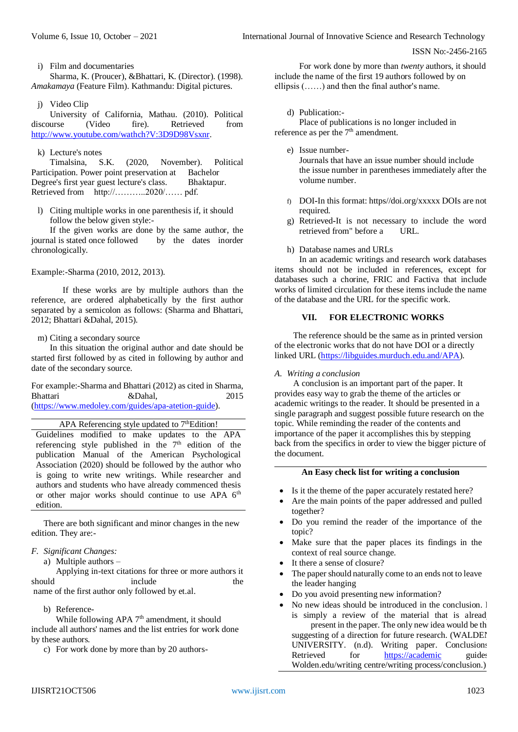i) Film and documentaries

Sharma, K. (Procuer), &Bhattari, K. (Director). (1998). *Amakamaya* (Feature Film). Kathmandu: Digital pictures.

j) Video Clip

University of California, Mathau. (2010). Political discourse (Video fire). Retrieved from http://www.youtube.com/wathch?V:3D9D98Vsxnr.

k) Lecture's notes

Timalsina, S.K. (2020, November). Political Participation. Power point preservation at Bachelor Degree's first year guest lecture's class. Bhaktapur. Retrieved from http://………..2020/…… pdf.

l) Citing multiple works in one parenthesis if, it should follow the below given style:-

If the given works are done by the same author, the journal is stated once followed by the dates inorder chronologically.

Example:-Sharma (2010, 2012, 2013).

If these works are by multiple authors than the reference, are ordered alphabetically by the first author separated by a semicolon as follows: (Sharma and Bhattari, 2012; Bhattari &Dahal, 2015).

m) Citing a secondary source

In this situation the original author and date should be started first followed by as cited in following by author and date of the secondary source.

For example:-Sharma and Bhattari (2012) as cited in Sharma, Bhattari &Dahal, 2015 (https://www.medoley.com/guides/apa-atetion-guide).

| APA Referencing style updated to 7thEdition! |
|---|
| Guidelines modified to make updates to the APA referencing style published in the 7th edition of the publication Manual of the American Psychological Association (2020) should be followed by the author who is going to write new writings. While researcher and authors and students who have already commenced thesis or other major works should continue to use APA 6th edition. |

There are both significant and minor changes in the new edition. They are:-

*F. Significant Changes:*

a) Multiple authors –

Applying in-text citations for three or more authors it should include the name of the first author only followed by et.al.

b) Reference-

While following APA 7th amendment, it should include all authors' names and the list entries for work done by these authors.

c) For work done by more than by 20 authors-

For work done by more than *twenty* authors, it should include the name of the first 19 authors followed by on ellipsis (……) and then the final author's name.

d) Publication:-

Place of publications is no longer included in reference as per the 7th amendment.

e) Issue number-

Journals that have an issue number should include the issue number in parentheses immediately after the volume number.

f) DOI-In this format: https//doi.org/xxxxx DOIs are not required.

g) Retrieved-It is not necessary to include the word retrieved from" before a URL.

h) Database names and URLs

In an academic writings and research work databases items should not be included in references, except for databases such a chorine, FRIC and Factiva that include works of limited circulation for these items include the name of the database and the URL for the specific work.

## VII. FOR ELECTRONIC WORKS

The reference should be the same as in printed version of the electronic works that do not have DOI or a directly linked URL (https://libguides.murduch.edu.and/APA).

### *A. Writing a conclusion*

A conclusion is an important part of the paper. It provides easy way to grab the theme of the articles or academic writings to the reader. It should be presented in a single paragraph and suggest possible future research on the topic. While reminding the reader of the contents and importance of the paper it accomplishes this by stepping back from the specifics in order to view the bigger picture of the document.

**An Easy check list for writing a conclusion**

- Is it the theme of the paper accurately restated here?
- Are the main points of the paper addressed and pulled together?
- Do you remind the reader of the importance of the topic?
- Make sure that the paper places its findings in the context of real source change.
- It there a sense of closure?
- The paper should naturally come to an ends not to leave the leader hanging
- Do you avoid presenting new information?
- No new ideas should be introduced in the conclusion. I is simply a review of the material that is alread present in the paper. The only new idea would be th suggesting of a direction for future research. (WALDEI UNIVERSITY. (n.d). Writing paper. Conclusions Retrieved for https://academic guides Wolden.edu/writing centre/writing process/conclusion.)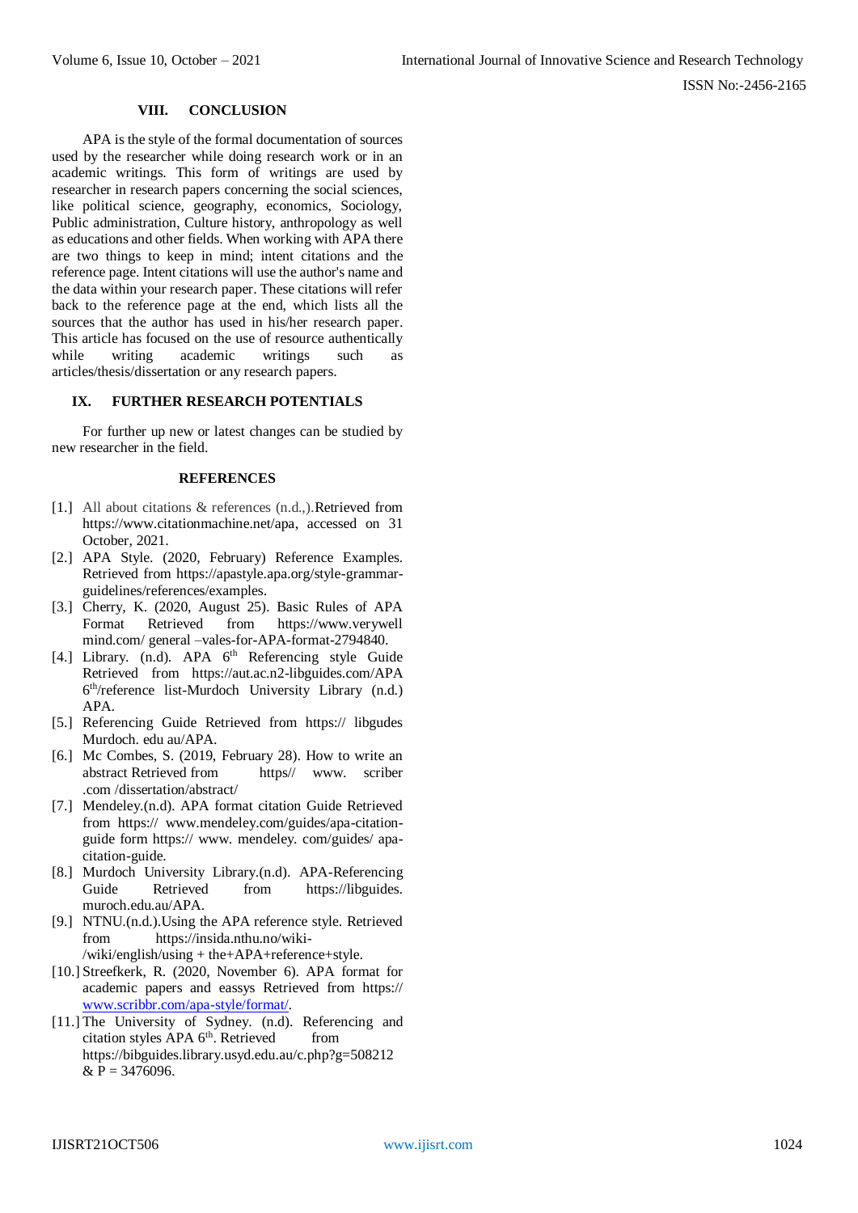## VIII. CONCLUSION

APA is the style of the formal documentation of sources used by the researcher while doing research work or in an academic writings. This form of writings are used by researcher in research papers concerning the social sciences, like political science, geography, economics, Sociology, Public administration, Culture history, anthropology as well as educations and other fields. When working with APA there are two things to keep in mind; intent citations and the reference page. Intent citations will use the author's name and the data within your research paper. These citations will refer back to the reference page at the end, which lists all the sources that the author has used in his/her research paper. This article has focused on the use of resource authentically while writing academic writings such as articles/thesis/dissertation or any research papers.

## IX. FURTHER RESEARCH POTENTIALS

For further up new or latest changes can be studied by new researcher in the field.

## REFERENCES

[1.] All about citations & references (n.d.,).Retrieved from https://www.citationmachine.net/apa, accessed on 31 October, 2021.

[2.] APA Style. (2020, February) Reference Examples. Retrieved from https://apastyle.apa.org/style-grammar-guidelines/references/examples.

[3.] Cherry, K. (2020, August 25). Basic Rules of APA Format Retrieved from https://www.verywell mind.com/ general –vales-for-APA-format-2794840.

[4.] Library. (n.d). APA 6th Referencing style Guide Retrieved from https://aut.ac.n2-libguides.com/APA 6th/reference list-Murdoch University Library (n.d.) APA.

[5.] Referencing Guide Retrieved from https:// libgudes Murdoch. edu au/APA.

[6.] Mc Combes, S. (2019, February 28). How to write an abstract Retrieved from https// www. scriber .com /dissertation/abstract/

[7.] Mendeley.(n.d). APA format citation Guide Retrieved from https:// www.mendeley.com/guides/apa-citation-guide form https:// www. mendeley. com/guides/ apa-citation-guide.

[8.] Murdoch University Library.(n.d). APA-Referencing Guide Retrieved from https://libguides. muroch.edu.au/APA.

[9.] NTNU.(n.d.).Using the APA reference style. Retrieved from https://insida.nthu.no/wiki-/wiki/english/using + the+APA+reference+style.

[10.] Streefkerk, R. (2020, November 6). APA format for academic papers and eassys Retrieved from https:// www.scribbr.com/apa-style/format/.

[11.] The University of Sydney. (n.d). Referencing and citation styles APA 6th. Retrieved from https://bibguides.library.usyd.edu.au/c.php?g=508212 & P = 3476096.